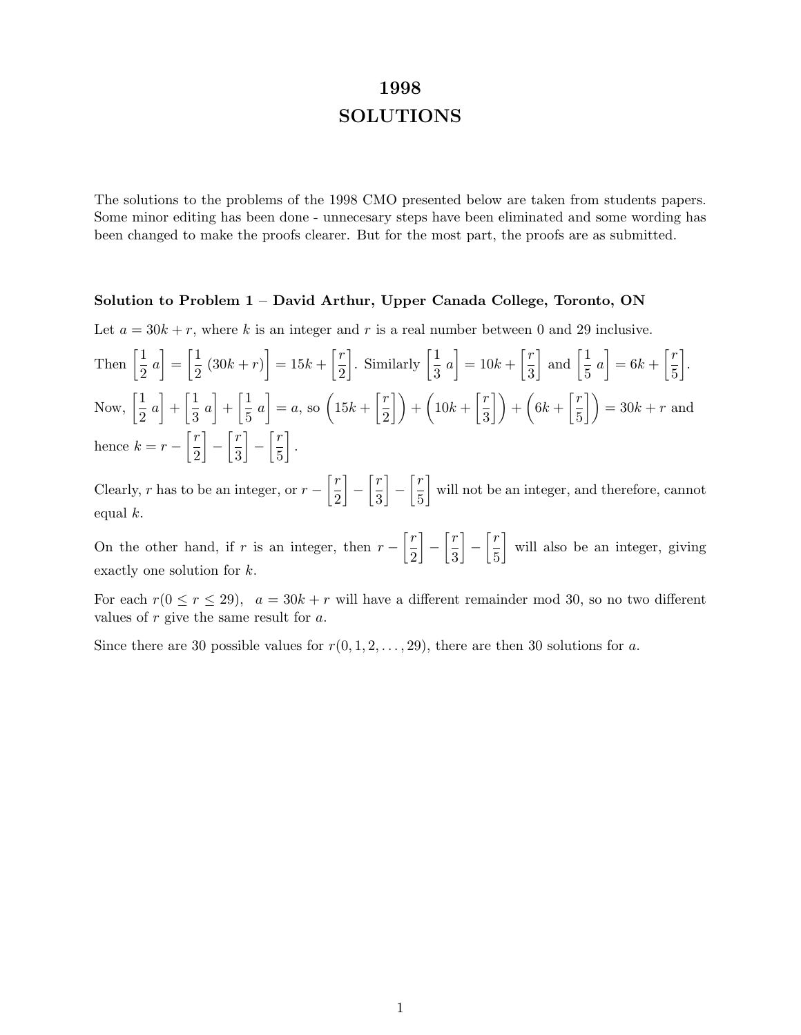# 1998
# SOLUTIONS

The solutions to the problems of the 1998 CMO presented below are taken from students papers. Some minor editing has been done - unnecesary steps have been eliminated and some wording has been changed to make the proofs clearer. But for the most part, the proofs are as submitted.

**Solution to Problem 1 – David Arthur, Upper Canada College, Toronto, ON**

Let $a = 30k + r$, where $k$ is an integer and $r$ is a real number between 0 and 29 inclusive.

Then $\left[\frac{1}{2}\, a\right] = \left[\frac{1}{2}\,(30k + r)\right] = 15k + \left[\frac{r}{2}\right]$. Similarly $\left[\frac{1}{3}\, a\right] = 10k + \left[\frac{r}{3}\right]$ and $\left[\frac{1}{5}\, a\right] = 6k + \left[\frac{r}{5}\right]$.

Now, $\left[\frac{1}{2}\, a\right] + \left[\frac{1}{3}\, a\right] + \left[\frac{1}{5}\, a\right] = a$, so $\left(15k + \left[\frac{r}{2}\right]\right) + \left(10k + \left[\frac{r}{3}\right]\right) + \left(6k + \left[\frac{r}{5}\right]\right) = 30k + r$ and hence $k = r - \left[\frac{r}{2}\right] - \left[\frac{r}{3}\right] - \left[\frac{r}{5}\right]$.

Clearly, $r$ has to be an integer, or $r - \left[\frac{r}{2}\right] - \left[\frac{r}{3}\right] - \left[\frac{r}{5}\right]$ will not be an integer, and therefore, cannot equal $k$.

On the other hand, if $r$ is an integer, then $r - \left[\frac{r}{2}\right] - \left[\frac{r}{3}\right] - \left[\frac{r}{5}\right]$ will also be an integer, giving exactly one solution for $k$.

For each $r (0 \leq r \leq 29)$, $\;a = 30k + r$ will have a different remainder mod 30, so no two different values of $r$ give the same result for $a$.

Since there are 30 possible values for $r (0, 1, 2, \ldots, 29)$, there are then 30 solutions for $a$.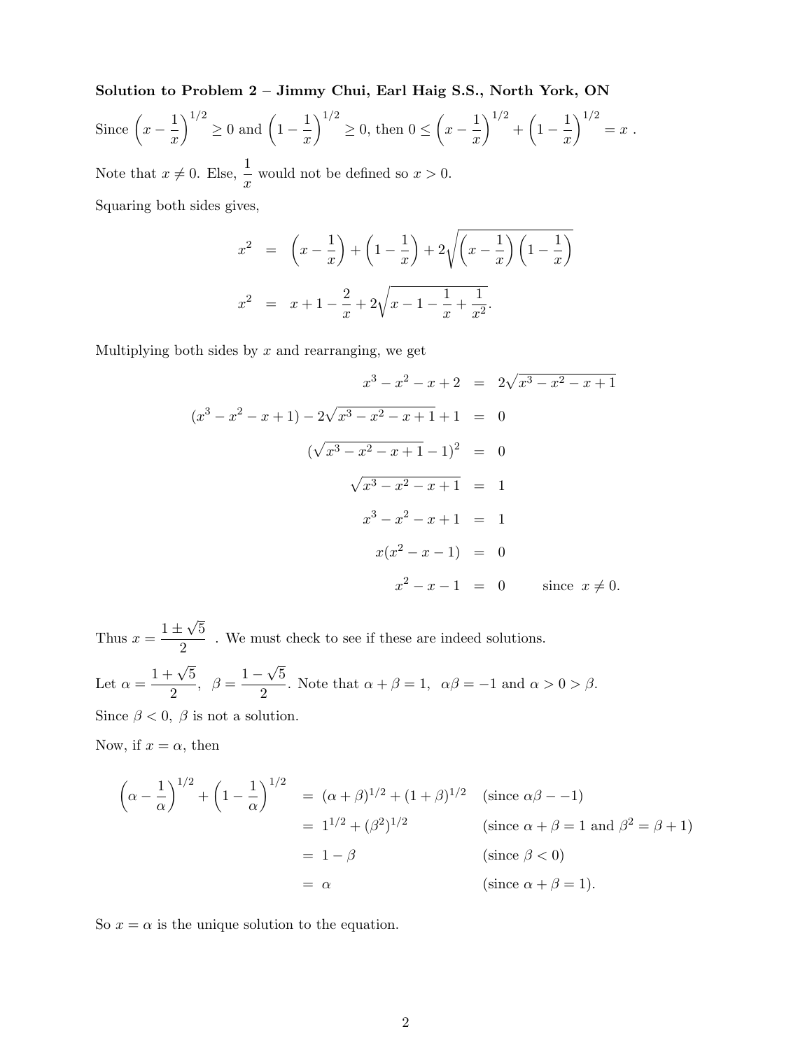**Solution to Problem 2 – Jimmy Chui, Earl Haig S.S., North York, ON**

Since $\left(x - \frac{1}{x}\right)^{1/2} \geq 0$ and $\left(1 - \frac{1}{x}\right)^{1/2} \geq 0$, then $0 \leq \left(x - \frac{1}{x}\right)^{1/2} + \left(1 - \frac{1}{x}\right)^{1/2} = x$ .

Note that $x \neq 0$. Else, $\frac{1}{x}$ would not be defined so $x > 0$.

Squaring both sides gives,

$$
\begin{aligned}
x^2 &= \left(x - \frac{1}{x}\right) + \left(1 - \frac{1}{x}\right) + 2\sqrt{\left(x - \frac{1}{x}\right)\left(1 - \frac{1}{x}\right)} \\
x^2 &= x + 1 - \frac{2}{x} + 2\sqrt{x - 1 - \frac{1}{x} + \frac{1}{x^2}}.
\end{aligned}
$$

Multiplying both sides by $x$ and rearranging, we get

$$
\begin{aligned}
x^3 - x^2 - x + 2 &= 2\sqrt{x^3 - x^2 - x + 1} \\
(x^3 - x^2 - x + 1) - 2\sqrt{x^3 - x^2 - x + 1} + 1 &= 0 \\
(\sqrt{x^3 - x^2 - x + 1} - 1)^2 &= 0 \\
\sqrt{x^3 - x^2 - x + 1} &= 1 \\
x^3 - x^2 - x + 1 &= 1 \\
x(x^2 - x - 1) &= 0 \\
x^2 - x - 1 &= 0 \qquad \text{since } x \neq 0.
\end{aligned}
$$

Thus $x = \frac{1 \pm \sqrt{5}}{2}$ . We must check to see if these are indeed solutions.

Let $\alpha = \frac{1 + \sqrt{5}}{2}$, $\beta = \frac{1 - \sqrt{5}}{2}$. Note that $\alpha + \beta = 1$, $\alpha\beta = -1$ and $\alpha > 0 > \beta$.

Since $\beta < 0$, $\beta$ is not a solution.

Now, if $x = \alpha$, then

$$
\begin{aligned}
\left(\alpha - \frac{1}{\alpha}\right)^{1/2} + \left(1 - \frac{1}{\alpha}\right)^{1/2} &= (\alpha + \beta)^{1/2} + (1 + \beta)^{1/2} \quad &&(\text{since } \alpha\beta - -1) \\
&= 1^{1/2} + (\beta^2)^{1/2} &&(\text{since } \alpha + \beta = 1 \text{ and } \beta^2 = \beta + 1) \\
&= 1 - \beta &&(\text{since } \beta < 0) \\
&= \alpha &&(\text{since } \alpha + \beta = 1).
\end{aligned}
$$

So $x = \alpha$ is the unique solution to the equation.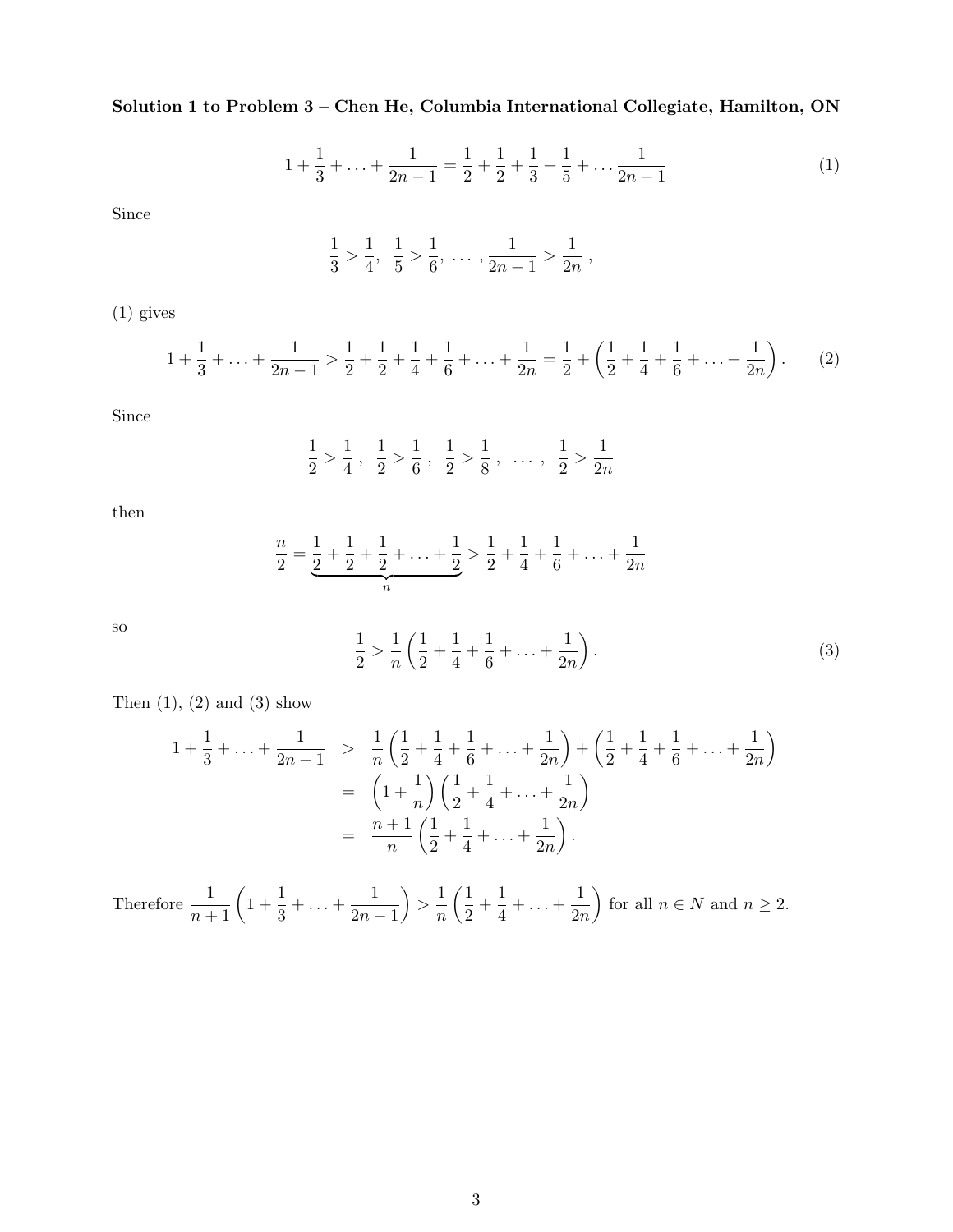**Solution 1 to Problem 3 – Chen He, Columbia International Collegiate, Hamilton, ON**

$$1 + \frac{1}{3} + \ldots + \frac{1}{2n-1} = \frac{1}{2} + \frac{1}{2} + \frac{1}{3} + \frac{1}{5} + \ldots \frac{1}{2n-1} \tag{1}$$

Since

$$\frac{1}{3} > \frac{1}{4},\ \ \frac{1}{5} > \frac{1}{6},\ \ldots, \frac{1}{2n-1} > \frac{1}{2n}\ ,$$

(1) gives

$$1 + \frac{1}{3} + \ldots + \frac{1}{2n-1} > \frac{1}{2} + \frac{1}{2} + \frac{1}{4} + \frac{1}{6} + \ldots + \frac{1}{2n} = \frac{1}{2} + \left(\frac{1}{2} + \frac{1}{4} + \frac{1}{6} + \ldots + \frac{1}{2n}\right). \tag{2}$$

Since

$$\frac{1}{2} > \frac{1}{4}\ ,\ \ \frac{1}{2} > \frac{1}{6}\ ,\ \ \frac{1}{2} > \frac{1}{8}\ ,\ \ \ldots\ ,\ \ \frac{1}{2} > \frac{1}{2n}$$

then

$$\frac{n}{2} = \underbrace{\frac{1}{2} + \frac{1}{2} + \frac{1}{2} + \ldots + \frac{1}{2}}_{n} > \frac{1}{2} + \frac{1}{4} + \frac{1}{6} + \ldots + \frac{1}{2n}$$

so

$$\frac{1}{2} > \frac{1}{n}\left(\frac{1}{2} + \frac{1}{4} + \frac{1}{6} + \ldots + \frac{1}{2n}\right). \tag{3}$$

Then (1), (2) and (3) show

$$\begin{aligned}
1 + \frac{1}{3} + \ldots + \frac{1}{2n-1} &> \frac{1}{n}\left(\frac{1}{2} + \frac{1}{4} + \frac{1}{6} + \ldots + \frac{1}{2n}\right) + \left(\frac{1}{2} + \frac{1}{4} + \frac{1}{6} + \ldots + \frac{1}{2n}\right) \\
&= \left(1 + \frac{1}{n}\right)\left(\frac{1}{2} + \frac{1}{4} + \ldots + \frac{1}{2n}\right) \\
&= \frac{n+1}{n}\left(\frac{1}{2} + \frac{1}{4} + \ldots + \frac{1}{2n}\right).
\end{aligned}$$

Therefore $\frac{1}{n+1}\left(1 + \frac{1}{3} + \ldots + \frac{1}{2n-1}\right) > \frac{1}{n}\left(\frac{1}{2} + \frac{1}{4} + \ldots + \frac{1}{2n}\right)$ for all $n \in N$ and $n \geq 2$.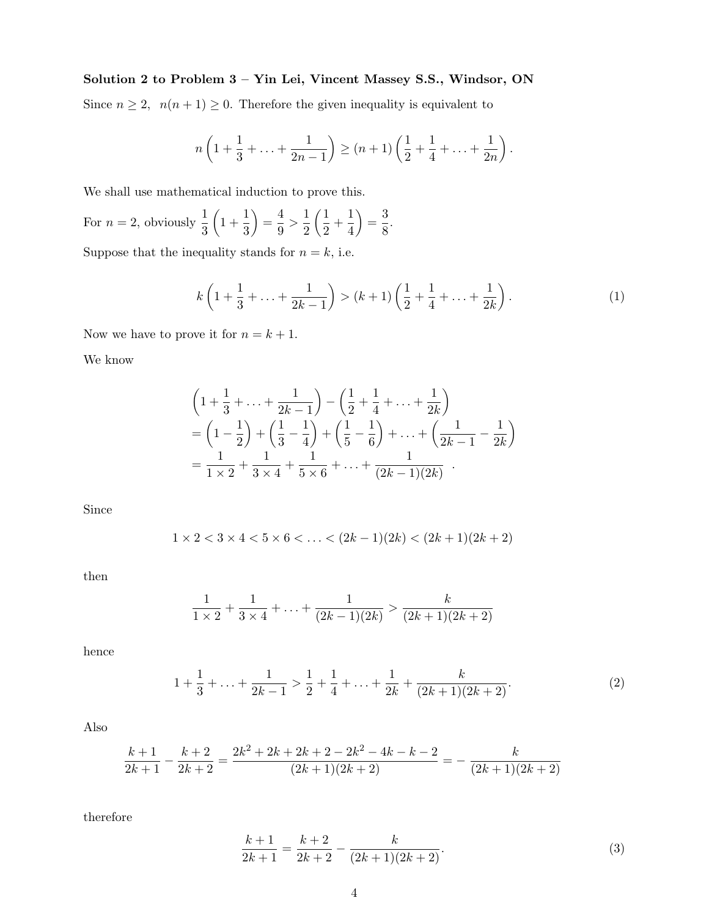**Solution 2 to Problem 3 – Yin Lei, Vincent Massey S.S., Windsor, ON**

Since $n \geq 2$, $n(n+1) \geq 0$. Therefore the given inequality is equivalent to

$$n\left(1 + \frac{1}{3} + \ldots + \frac{1}{2n-1}\right) \geq (n+1)\left(\frac{1}{2} + \frac{1}{4} + \ldots + \frac{1}{2n}\right).$$

We shall use mathematical induction to prove this.

For $n = 2$, obviously $\frac{1}{3}\left(1 + \frac{1}{3}\right) = \frac{4}{9} > \frac{1}{2}\left(\frac{1}{2} + \frac{1}{4}\right) = \frac{3}{8}$.

Suppose that the inequality stands for $n = k$, i.e.

$$k\left(1 + \frac{1}{3} + \ldots + \frac{1}{2k-1}\right) > (k+1)\left(\frac{1}{2} + \frac{1}{4} + \ldots + \frac{1}{2k}\right). \tag{1}$$

Now we have to prove it for $n = k + 1$.

We know

$$\begin{aligned}
&\left(1 + \frac{1}{3} + \ldots + \frac{1}{2k-1}\right) - \left(\frac{1}{2} + \frac{1}{4} + \ldots + \frac{1}{2k}\right) \\
&= \left(1 - \frac{1}{2}\right) + \left(\frac{1}{3} - \frac{1}{4}\right) + \left(\frac{1}{5} - \frac{1}{6}\right) + \ldots + \left(\frac{1}{2k-1} - \frac{1}{2k}\right) \\
&= \frac{1}{1 \times 2} + \frac{1}{3 \times 4} + \frac{1}{5 \times 6} + \ldots + \frac{1}{(2k-1)(2k)} \quad .
\end{aligned}$$

Since

$$1 \times 2 < 3 \times 4 < 5 \times 6 < \ldots < (2k-1)(2k) < (2k+1)(2k+2)$$

then

$$\frac{1}{1 \times 2} + \frac{1}{3 \times 4} + \ldots + \frac{1}{(2k-1)(2k)} > \frac{k}{(2k+1)(2k+2)}$$

hence

$$1 + \frac{1}{3} + \ldots + \frac{1}{2k-1} > \frac{1}{2} + \frac{1}{4} + \ldots + \frac{1}{2k} + \frac{k}{(2k+1)(2k+2)}. \tag{2}$$

Also

$$\frac{k+1}{2k+1} - \frac{k+2}{2k+2} = \frac{2k^2 + 2k + 2k + 2 - 2k^2 - 4k - k - 2}{(2k+1)(2k+2)} = -\frac{k}{(2k+1)(2k+2)}$$

therefore

$$\frac{k+1}{2k+1} = \frac{k+2}{2k+2} - \frac{k}{(2k+1)(2k+2)}. \tag{3}$$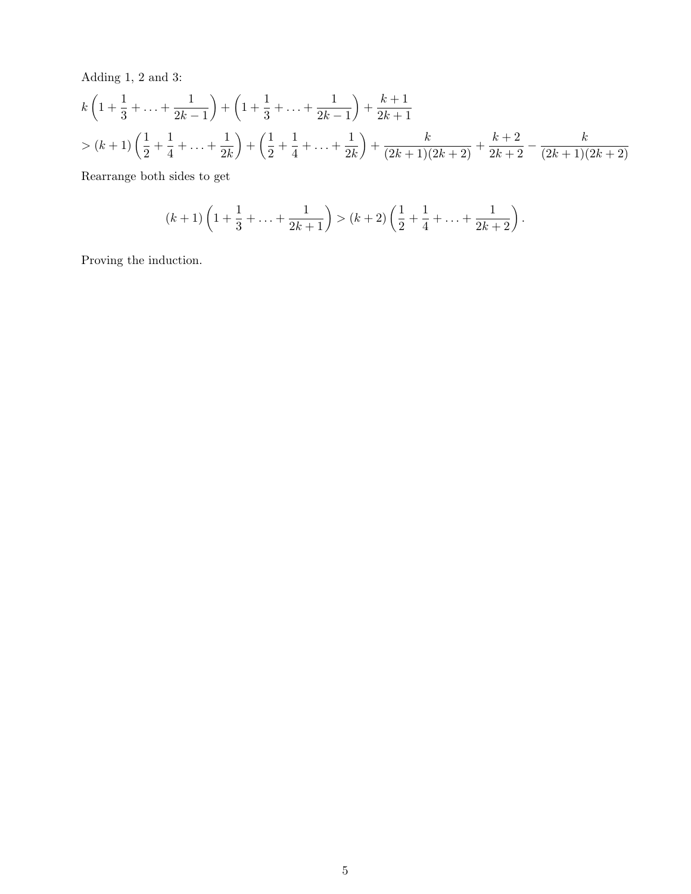Adding 1, 2 and 3:

$$k\left(1+\frac{1}{3}+\ldots+\frac{1}{2k-1}\right)+\left(1+\frac{1}{3}+\ldots+\frac{1}{2k-1}\right)+\frac{k+1}{2k+1}$$

$$>(k+1)\left(\frac{1}{2}+\frac{1}{4}+\ldots+\frac{1}{2k}\right)+\left(\frac{1}{2}+\frac{1}{4}+\ldots+\frac{1}{2k}\right)+\frac{k}{(2k+1)(2k+2)}+\frac{k+2}{2k+2}-\frac{k}{(2k+1)(2k+2)}$$

Rearrange both sides to get

$$(k+1)\left(1+\frac{1}{3}+\ldots+\frac{1}{2k+1}\right)>(k+2)\left(\frac{1}{2}+\frac{1}{4}+\ldots+\frac{1}{2k+2}\right).$$

Proving the induction.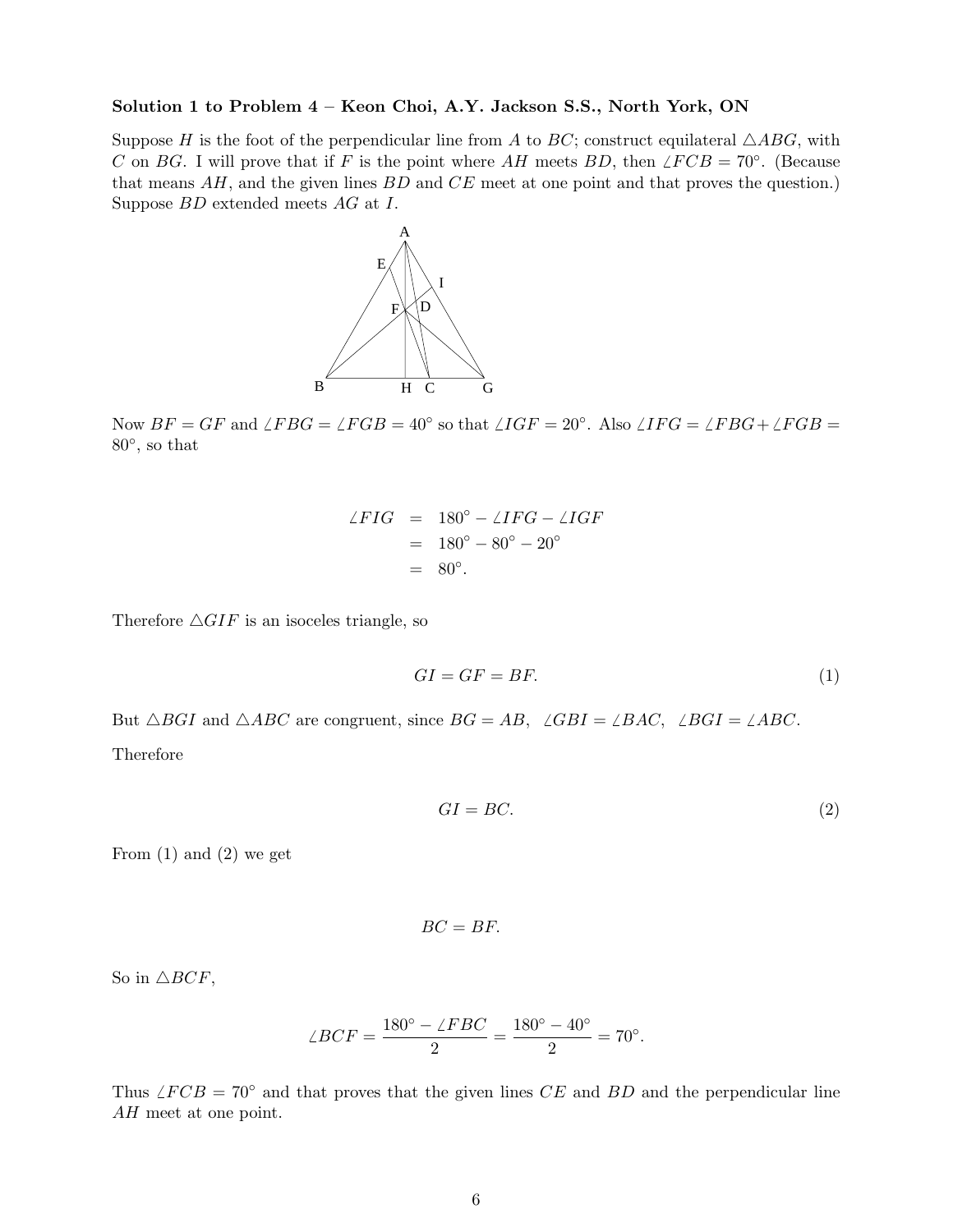**Solution 1 to Problem 4 – Keon Choi, A.Y. Jackson S.S., North York, ON**

Suppose $H$ is the foot of the perpendicular line from $A$ to $BC$; construct equilateral $\triangle ABG$, with $C$ on $BG$. I will prove that if $F$ is the point where $AH$ meets $BD$, then $\angle FCB = 70^\circ$. (Because that means $AH$, and the given lines $BD$ and $CE$ meet at one point and that proves the question.) Suppose $BD$ extended meets $AG$ at $I$.

Now $BF = GF$ and $\angle FBG = \angle FGB = 40^\circ$ so that $\angle IGF = 20^\circ$. Also $\angle IFG = \angle FBG + \angle FGB = 80^\circ$, so that

$$
\begin{aligned}
\angle FIG &= 180^\circ - \angle IFG - \angle IGF \\
&= 180^\circ - 80^\circ - 20^\circ \\
&= 80^\circ.
\end{aligned}
$$

Therefore $\triangle GIF$ is an isoceles triangle, so

$$GI = GF = BF. \tag{1}$$

But $\triangle BGI$ and $\triangle ABC$ are congruent, since $BG = AB$, $\angle GBI = \angle BAC$, $\angle BGI = \angle ABC$.

Therefore

$$GI = BC. \tag{2}$$

From (1) and (2) we get

$$BC = BF.$$

So in $\triangle BCF$,

$$\angle BCF = \frac{180^\circ - \angle FBC}{2} = \frac{180^\circ - 40^\circ}{2} = 70^\circ.$$

Thus $\angle FCB = 70^\circ$ and that proves that the given lines $CE$ and $BD$ and the perpendicular line $AH$ meet at one point.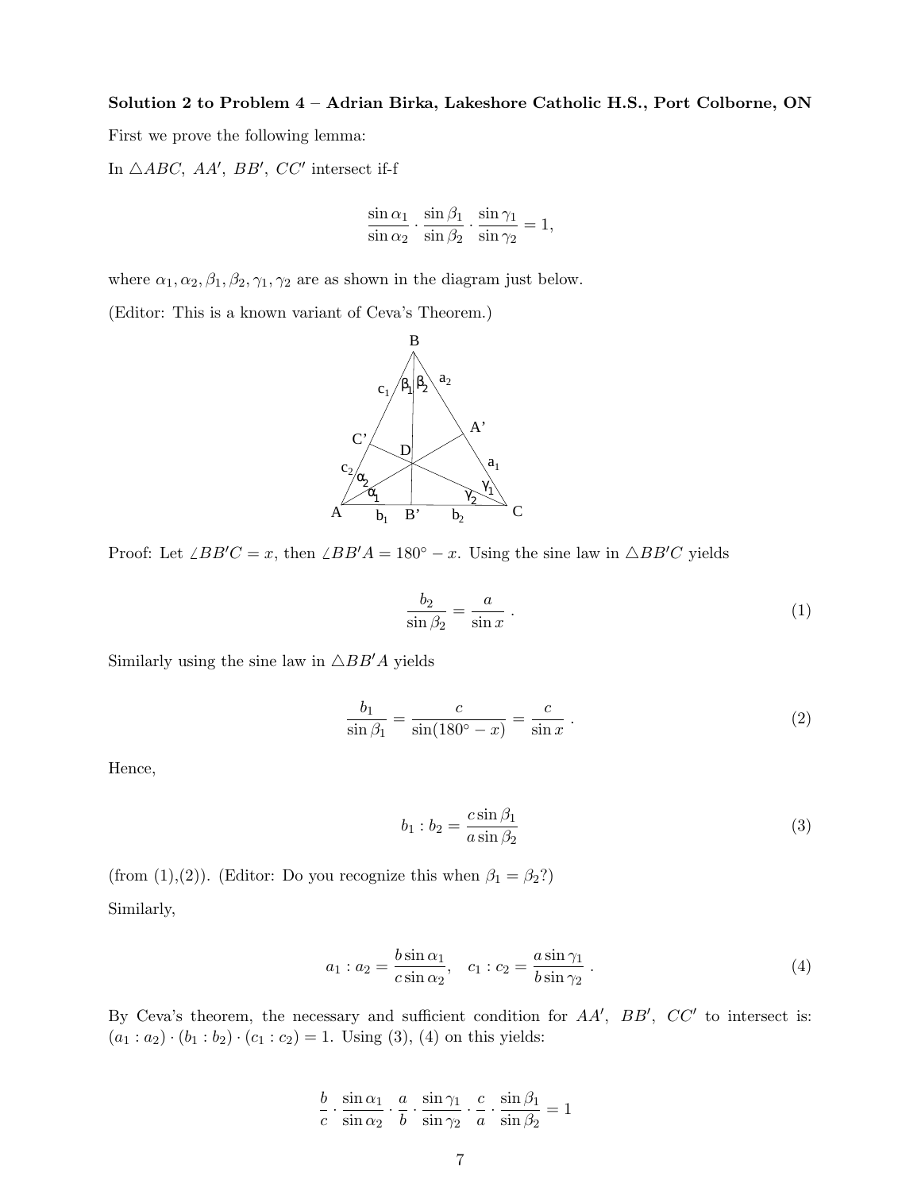**Solution 2 to Problem 4 – Adrian Birka, Lakeshore Catholic H.S., Port Colborne, ON**

First we prove the following lemma:

In $\triangle ABC$, $AA'$, $BB'$, $CC'$ intersect if-f

$$\frac{\sin\alpha_1}{\sin\alpha_2}\cdot\frac{\sin\beta_1}{\sin\beta_2}\cdot\frac{\sin\gamma_1}{\sin\gamma_2}=1,$$

where $\alpha_1, \alpha_2, \beta_1, \beta_2, \gamma_1, \gamma_2$ are as shown in the diagram just below.

(Editor: This is a known variant of Ceva's Theorem.)

Proof: Let $\angle BB'C = x$, then $\angle BB'A = 180^\circ - x$. Using the sine law in $\triangle BB'C$ yields

$$\frac{b_2}{\sin\beta_2}=\frac{a}{\sin x}\,. \tag{1}$$

Similarly using the sine law in $\triangle BB'A$ yields

$$\frac{b_1}{\sin\beta_1}=\frac{c}{\sin(180^\circ - x)}=\frac{c}{\sin x}\,. \tag{2}$$

Hence,

$$b_1 : b_2 = \frac{c\sin\beta_1}{a\sin\beta_2} \tag{3}$$

(from (1),(2)). (Editor: Do you recognize this when $\beta_1 = \beta_2$?)

Similarly,

$$a_1 : a_2 = \frac{b\sin\alpha_1}{c\sin\alpha_2},\quad c_1 : c_2 = \frac{a\sin\gamma_1}{b\sin\gamma_2}\,. \tag{4}$$

By Ceva's theorem, the necessary and sufficient condition for $AA'$, $BB'$, $CC'$ to intersect is: $(a_1 : a_2)\cdot(b_1 : b_2)\cdot(c_1 : c_2) = 1$. Using (3), (4) on this yields:

$$\frac{b}{c}\cdot\frac{\sin\alpha_1}{\sin\alpha_2}\cdot\frac{a}{b}\cdot\frac{\sin\gamma_1}{\sin\gamma_2}\cdot\frac{c}{a}\cdot\frac{\sin\beta_1}{\sin\beta_2}=1$$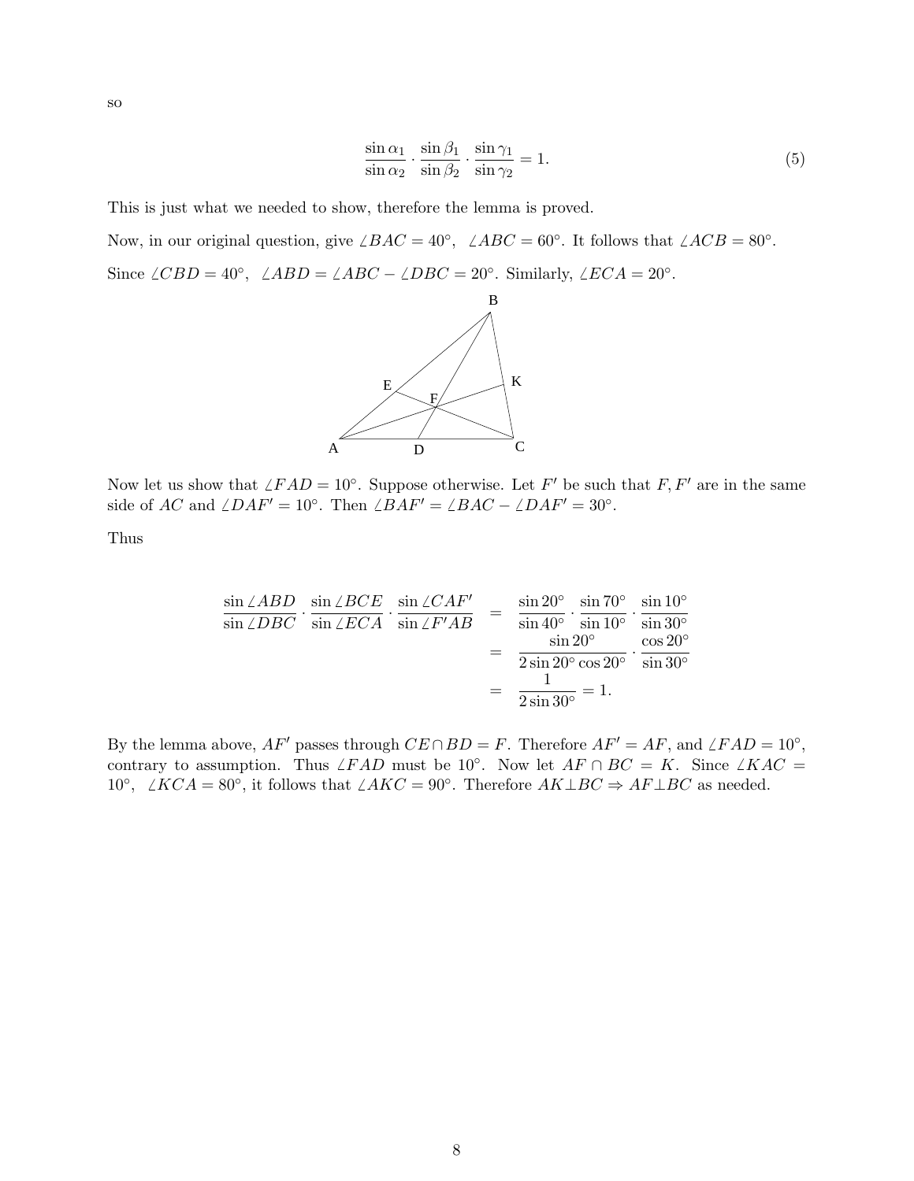so

$$\frac{\sin \alpha_1}{\sin \alpha_2} \cdot \frac{\sin \beta_1}{\sin \beta_2} \cdot \frac{\sin \gamma_1}{\sin \gamma_2} = 1. \tag{5}$$

This is just what we needed to show, therefore the lemma is proved.

Now, in our original question, give $\angle BAC = 40^\circ$, $\angle ABC = 60^\circ$. It follows that $\angle ACB = 80^\circ$.

Since $\angle CBD = 40^\circ$, $\angle ABD = \angle ABC - \angle DBC = 20^\circ$. Similarly, $\angle ECA = 20^\circ$.

Now let us show that $\angle FAD = 10^\circ$. Suppose otherwise. Let $F'$ be such that $F, F'$ are in the same side of $AC$ and $\angle DAF' = 10^\circ$. Then $\angle BAF' = \angle BAC - \angle DAF' = 30^\circ$.

Thus

$$\begin{aligned}
\frac{\sin \angle ABD}{\sin \angle DBC} \cdot \frac{\sin \angle BCE}{\sin \angle ECA} \cdot \frac{\sin \angle CAF'}{\sin \angle F'AB} &= \frac{\sin 20^\circ}{\sin 40^\circ} \cdot \frac{\sin 70^\circ}{\sin 10^\circ} \cdot \frac{\sin 10^\circ}{\sin 30^\circ} \\
&= \frac{\sin 20^\circ}{2 \sin 20^\circ \cos 20^\circ} \cdot \frac{\cos 20^\circ}{\sin 30^\circ} \\
&= \frac{1}{2 \sin 30^\circ} = 1.
\end{aligned}$$

By the lemma above, $AF'$ passes through $CE \cap BD = F$. Therefore $AF' = AF$, and $\angle FAD = 10^\circ$, contrary to assumption. Thus $\angle FAD$ must be $10^\circ$. Now let $AF \cap BC = K$. Since $\angle KAC = 10^\circ$, $\angle KCA = 80^\circ$, it follows that $\angle AKC = 90^\circ$. Therefore $AK \perp BC \Rightarrow AF \perp BC$ as needed.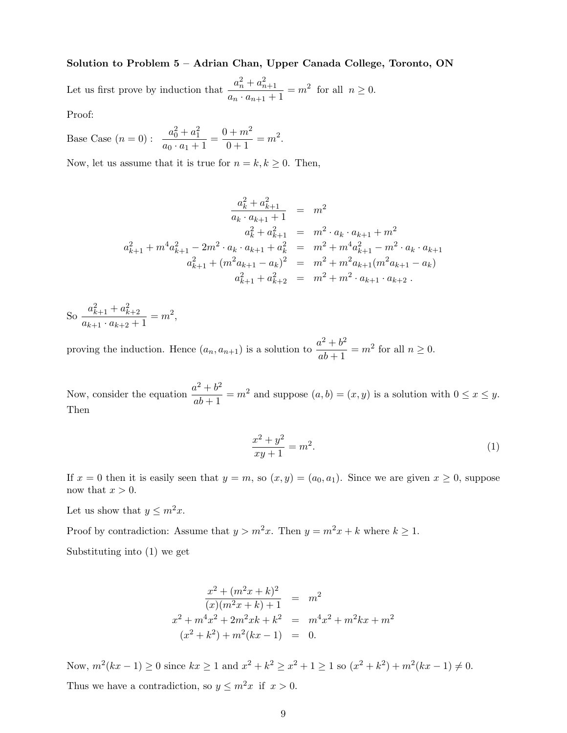**Solution to Problem 5 – Adrian Chan, Upper Canada College, Toronto, ON**

Let us first prove by induction that $\dfrac{a_n^2 + a_{n+1}^2}{a_n \cdot a_{n+1} + 1} = m^2$ for all $n \geq 0$.

Proof:

Base Case $(n = 0)$ : $\dfrac{a_0^2 + a_1^2}{a_0 \cdot a_1 + 1} = \dfrac{0 + m^2}{0 + 1} = m^2$.

Now, let us assume that it is true for $n = k, k \geq 0$. Then,

$$
\begin{aligned}
\frac{a_k^2 + a_{k+1}^2}{a_k \cdot a_{k+1} + 1} &= m^2 \\
a_k^2 + a_{k+1}^2 &= m^2 \cdot a_k \cdot a_{k+1} + m^2 \\
a_{k+1}^2 + m^4 a_{k+1}^2 - 2m^2 \cdot a_k \cdot a_{k+1} + a_k^2 &= m^2 + m^4 a_{k+1}^2 - m^2 \cdot a_k \cdot a_{k+1} \\
a_{k+1}^2 + (m^2 a_{k+1} - a_k)^2 &= m^2 + m^2 a_{k+1}(m^2 a_{k+1} - a_k) \\
a_{k+1}^2 + a_{k+2}^2 &= m^2 + m^2 \cdot a_{k+1} \cdot a_{k+2} \ .
\end{aligned}
$$

So $\dfrac{a_{k+1}^2 + a_{k+2}^2}{a_{k+1} \cdot a_{k+2} + 1} = m^2$,

proving the induction. Hence $(a_n, a_{n+1})$ is a solution to $\dfrac{a^2 + b^2}{ab + 1} = m^2$ for all $n \geq 0$.

Now, consider the equation $\dfrac{a^2 + b^2}{ab + 1} = m^2$ and suppose $(a, b) = (x, y)$ is a solution with $0 \leq x \leq y$. Then

$$
\frac{x^2 + y^2}{xy + 1} = m^2. \tag{1}
$$

If $x = 0$ then it is easily seen that $y = m$, so $(x, y) = (a_0, a_1)$. Since we are given $x \geq 0$, suppose now that $x > 0$.

Let us show that $y \leq m^2 x$.

Proof by contradiction: Assume that $y > m^2 x$. Then $y = m^2 x + k$ where $k \geq 1$.

Substituting into (1) we get

$$
\begin{aligned}
\frac{x^2 + (m^2 x + k)^2}{(x)(m^2 x + k) + 1} &= m^2 \\
x^2 + m^4 x^2 + 2m^2 xk + k^2 &= m^4 x^2 + m^2 kx + m^2 \\
(x^2 + k^2) + m^2(kx - 1) &= 0.
\end{aligned}
$$

Now, $m^2(kx - 1) \geq 0$ since $kx \geq 1$ and $x^2 + k^2 \geq x^2 + 1 \geq 1$ so $(x^2 + k^2) + m^2(kx - 1) \neq 0$.

Thus we have a contradiction, so $y \leq m^2 x$ if $x > 0$.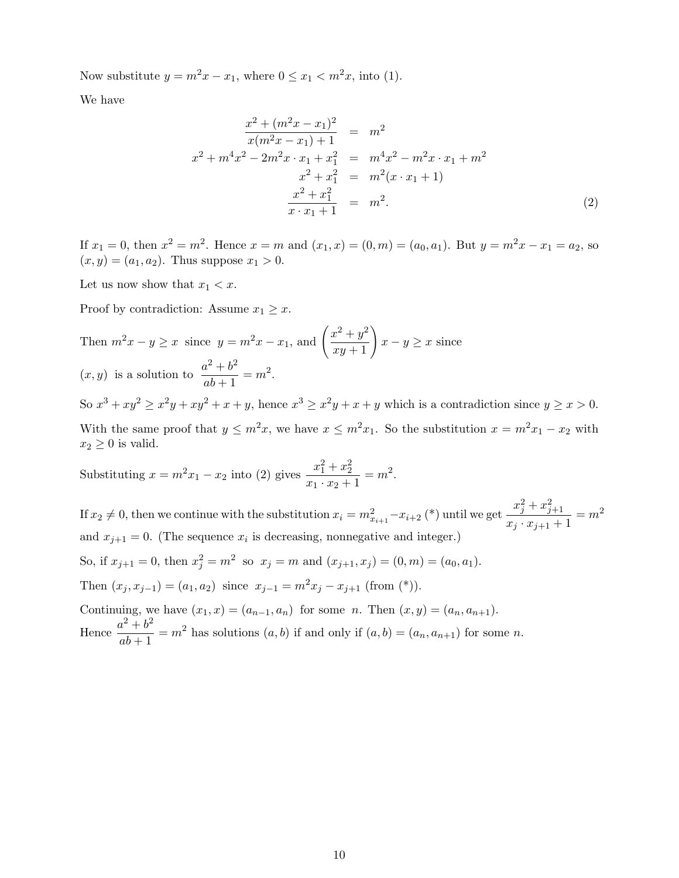Now substitute $y = m^2x - x_1$, where $0 \le x_1 < m^2x$, into (1).

We have

$$\begin{aligned}
\frac{x^2 + (m^2x - x_1)^2}{x(m^2x - x_1) + 1} &= m^2 \\
x^2 + m^4x^2 - 2m^2x \cdot x_1 + x_1^2 &= m^4x^2 - m^2x \cdot x_1 + m^2 \\
x^2 + x_1^2 &= m^2(x \cdot x_1 + 1) \\
\frac{x^2 + x_1^2}{x \cdot x_1 + 1} &= m^2. \qquad (2)
\end{aligned}$$

If $x_1 = 0$, then $x^2 = m^2$. Hence $x = m$ and $(x_1, x) = (0, m) = (a_0, a_1)$. But $y = m^2x - x_1 = a_2$, so $(x, y) = (a_1, a_2)$. Thus suppose $x_1 > 0$.

Let us now show that $x_1 < x$.

Proof by contradiction: Assume $x_1 \ge x$.

Then $m^2x - y \ge x$ since $y = m^2x - x_1$, and $\left(\frac{x^2 + y^2}{xy + 1}\right) x - y \ge x$ since $(x, y)$ is a solution to $\frac{a^2 + b^2}{ab + 1} = m^2$.

So $x^3 + xy^2 \ge x^2y + xy^2 + x + y$, hence $x^3 \ge x^2y + x + y$ which is a contradiction since $y \ge x > 0$.

With the same proof that $y \le m^2x$, we have $x \le m^2x_1$. So the substitution $x = m^2x_1 - x_2$ with $x_2 \ge 0$ is valid.

Substituting $x = m^2x_1 - x_2$ into (2) gives $\frac{x_1^2 + x_2^2}{x_1 \cdot x_2 + 1} = m^2$.

If $x_2 \ne 0$, then we continue with the substitution $x_i = m^2_{x_{i+1}} - x_{i+2}$ (*) until we get $\frac{x_j^2 + x_{j+1}^2}{x_j \cdot x_{j+1} + 1} = m^2$ and $x_{j+1} = 0$. (The sequence $x_i$ is decreasing, nonnegative and integer.)

So, if $x_{j+1} = 0$, then $x_j^2 = m^2$ so $x_j = m$ and $(x_{j+1}, x_j) = (0, m) = (a_0, a_1)$.

Then $(x_j, x_{j-1}) = (a_1, a_2)$ since $x_{j-1} = m^2x_j - x_{j+1}$ (from (*)).

Continuing, we have $(x_1, x) = (a_{n-1}, a_n)$ for some $n$. Then $(x, y) = (a_n, a_{n+1})$.
Hence $\frac{a^2 + b^2}{ab + 1} = m^2$ has solutions $(a, b)$ if and only if $(a, b) = (a_n, a_{n+1})$ for some $n$.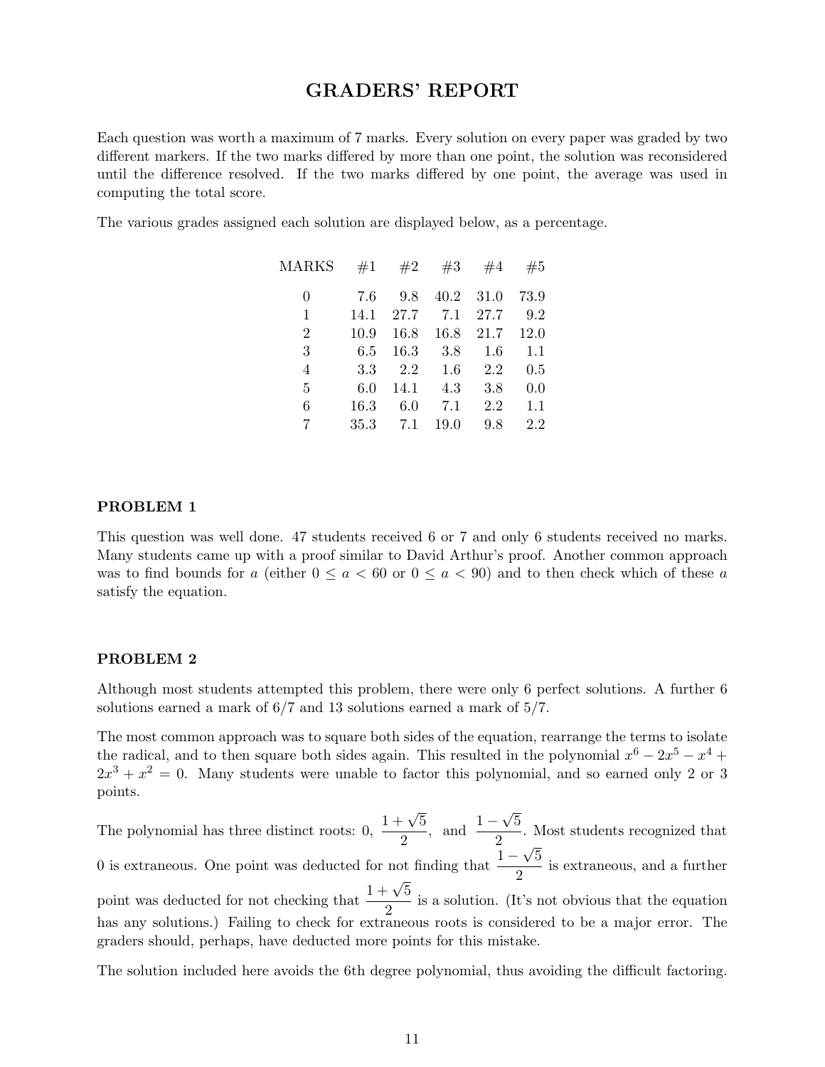# GRADERS' REPORT

Each question was worth a maximum of 7 marks. Every solution on every paper was graded by two different markers. If the two marks differed by more than one point, the solution was reconsidered until the difference resolved. If the two marks differed by one point, the average was used in computing the total score.

The various grades assigned each solution are displayed below, as a percentage.

| MARKS | #1 | #2 | #3 | #4 | #5 |
|---|---|---|---|---|---|
| 0 | 7.6 | 9.8 | 40.2 | 31.0 | 73.9 |
| 1 | 14.1 | 27.7 | 7.1 | 27.7 | 9.2 |
| 2 | 10.9 | 16.8 | 16.8 | 21.7 | 12.0 |
| 3 | 6.5 | 16.3 | 3.8 | 1.6 | 1.1 |
| 4 | 3.3 | 2.2 | 1.6 | 2.2 | 0.5 |
| 5 | 6.0 | 14.1 | 4.3 | 3.8 | 0.0 |
| 6 | 16.3 | 6.0 | 7.1 | 2.2 | 1.1 |
| 7 | 35.3 | 7.1 | 19.0 | 9.8 | 2.2 |

### PROBLEM 1

This question was well done. 47 students received 6 or 7 and only 6 students received no marks. Many students came up with a proof similar to David Arthur's proof. Another common approach was to find bounds for $a$ (either $0 \leq a < 60$ or $0 \leq a < 90$) and to then check which of these $a$ satisfy the equation.

### PROBLEM 2

Although most students attempted this problem, there were only 6 perfect solutions. A further 6 solutions earned a mark of 6/7 and 13 solutions earned a mark of 5/7.

The most common approach was to square both sides of the equation, rearrange the terms to isolate the radical, and to then square both sides again. This resulted in the polynomial $x^6 - 2x^5 - x^4 + 2x^3 + x^2 = 0$. Many students were unable to factor this polynomial, and so earned only 2 or 3 points.

The polynomial has three distinct roots: 0, $\dfrac{1+\sqrt{5}}{2}$, and $\dfrac{1-\sqrt{5}}{2}$. Most students recognized that 0 is extraneous. One point was deducted for not finding that $\dfrac{1-\sqrt{5}}{2}$ is extraneous, and a further point was deducted for not checking that $\dfrac{1+\sqrt{5}}{2}$ is a solution. (It's not obvious that the equation has any solutions.) Failing to check for extraneous roots is considered to be a major error. The graders should, perhaps, have deducted more points for this mistake.

The solution included here avoids the 6th degree polynomial, thus avoiding the difficult factoring.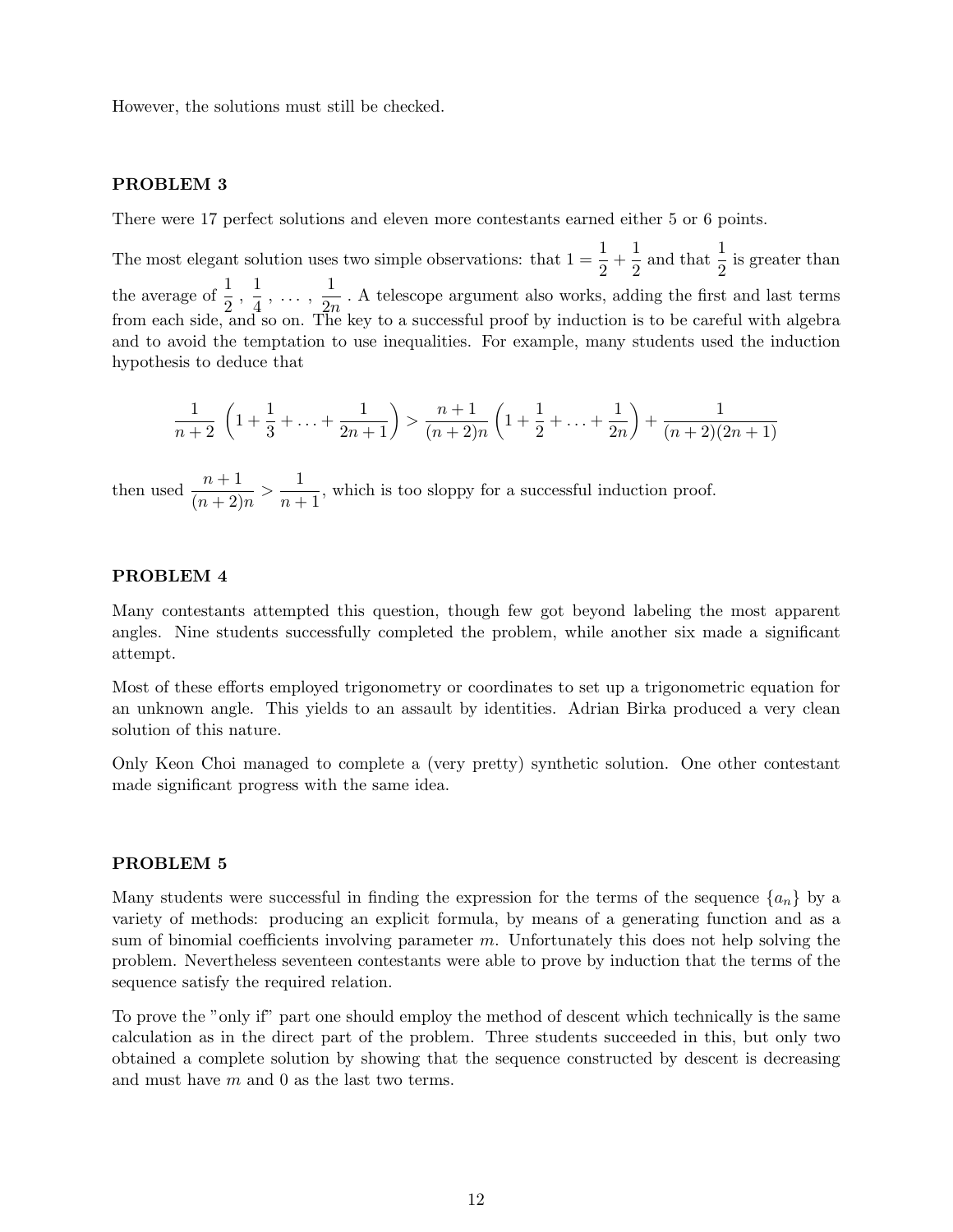However, the solutions must still be checked.

### PROBLEM 3

There were 17 perfect solutions and eleven more contestants earned either 5 or 6 points.

The most elegant solution uses two simple observations: that $1 = \frac{1}{2} + \frac{1}{2}$ and that $\frac{1}{2}$ is greater than the average of $\frac{1}{2}, \frac{1}{4}, \ldots, \frac{1}{2n}$. A telescope argument also works, adding the first and last terms from each side, and so on. The key to a successful proof by induction is to be careful with algebra and to avoid the temptation to use inequalities. For example, many students used the induction hypothesis to deduce that

$$\frac{1}{n+2}\left(1 + \frac{1}{3} + \ldots + \frac{1}{2n+1}\right) > \frac{n+1}{(n+2)n}\left(1 + \frac{1}{2} + \ldots + \frac{1}{2n}\right) + \frac{1}{(n+2)(2n+1)}$$

then used $\frac{n+1}{(n+2)n} > \frac{1}{n+1}$, which is too sloppy for a successful induction proof.

### PROBLEM 4

Many contestants attempted this question, though few got beyond labeling the most apparent angles. Nine students successfully completed the problem, while another six made a significant attempt.

Most of these efforts employed trigonometry or coordinates to set up a trigonometric equation for an unknown angle. This yields to an assault by identities. Adrian Birka produced a very clean solution of this nature.

Only Keon Choi managed to complete a (very pretty) synthetic solution. One other contestant made significant progress with the same idea.

### PROBLEM 5

Many students were successful in finding the expression for the terms of the sequence $\{a_n\}$ by a variety of methods: producing an explicit formula, by means of a generating function and as a sum of binomial coefficients involving parameter $m$. Unfortunately this does not help solving the problem. Nevertheless seventeen contestants were able to prove by induction that the terms of the sequence satisfy the required relation.

To prove the "only if" part one should employ the method of descent which technically is the same calculation as in the direct part of the problem. Three students succeeded in this, but only two obtained a complete solution by showing that the sequence constructed by descent is decreasing and must have $m$ and 0 as the last two terms.